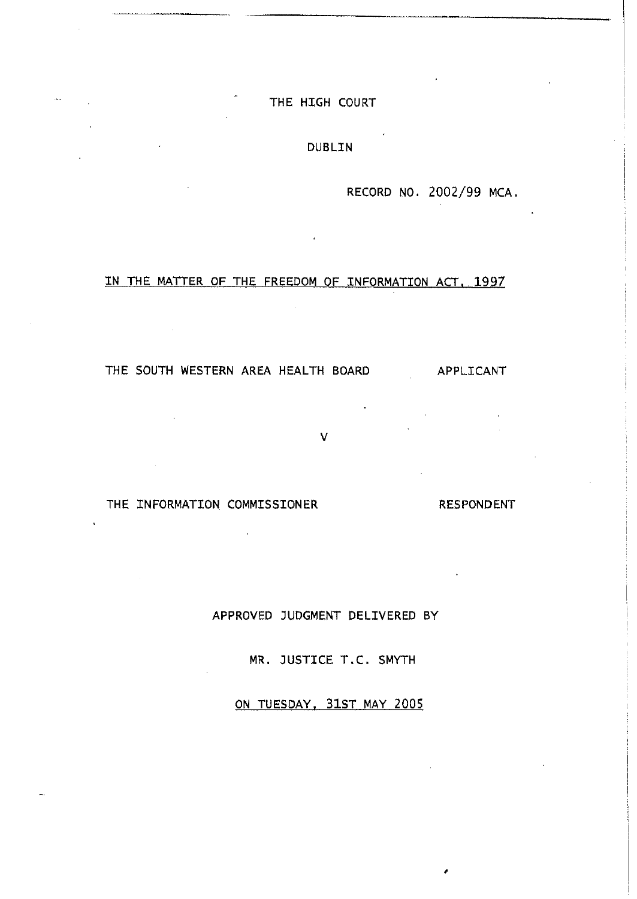THE HIGH COURT

DUBLIN

RECORD NO. 2002/99 MCA.

<u>IN THE MATTER OF THE FREEDOM OF INFORMATION ACT, 1997</u>

THE SOUTH WESTERN AREA HEALTH BOARD APPLICANT

V

THE INFORMATION COMMISSIONER RESPONDENT

APPROVED JUDGMENT DELIVERED BY

MR. JUSTICE T.C. SMYTH

<u>ON TUESDAY, 31ST MAY 2005</u>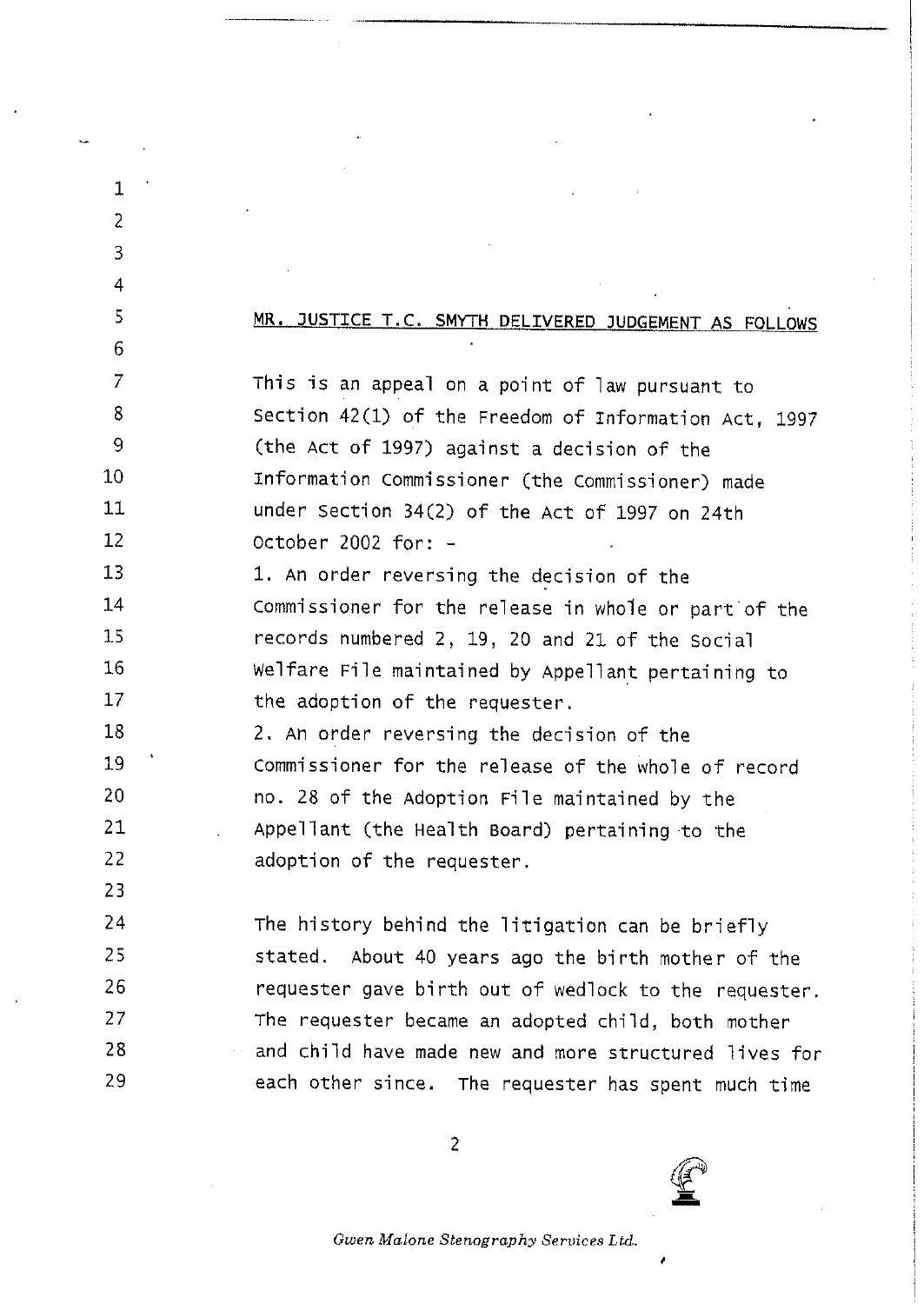MR. JUSTICE T.C. SMYTH DELIVERED JUDGEMENT AS FOLLOWS

This is an appeal on a point of law pursuant to Section 42(1) of the Freedom of Information Act, 1997 (the Act of 1997) against a decision of the Information Commissioner (the Commissioner) made under Section 34(2) of the Act of 1997 on 24th October 2002 for: -

1. An order reversing the decision of the Commissioner for the release in whole or part of the records numbered 2, 19, 20 and 21 of the Social Welfare File maintained by Appellant pertaining to the adoption of the requester.
2. An order reversing the decision of the Commissioner for the release of the whole of record no. 28 of the Adoption File maintained by the Appellant (the Health Board) pertaining to the adoption of the requester.

The history behind the litigation can be briefly stated. About 40 years ago the birth mother of the requester gave birth out of wedlock to the requester. The requester became an adopted child, both mother and child have made new and more structured lives for each other since. The requester has spent much time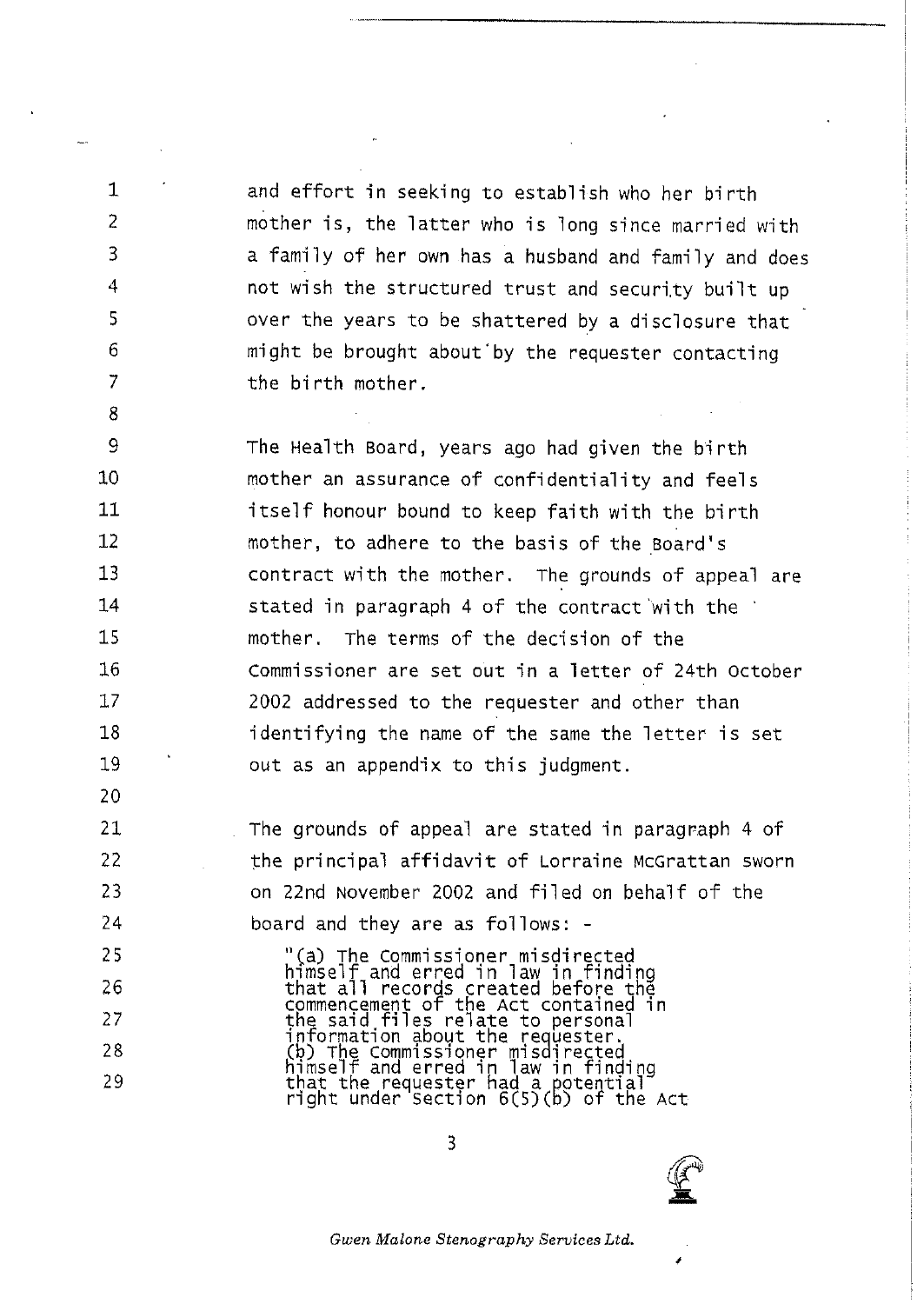and effort in seeking to establish who her birth mother is, the latter who is long since married with a family of her own has a husband and family and does not wish the structured trust and security built up over the years to be shattered by a disclosure that might be brought about by the requester contacting the birth mother.

The Health Board, years ago had given the birth mother an assurance of confidentiality and feels itself honour bound to keep faith with the birth mother, to adhere to the basis of the Board's contract with the mother. The grounds of appeal are stated in paragraph 4 of the contract with the mother. The terms of the decision of the Commissioner are set out in a letter of 24th October 2002 addressed to the requester and other than identifying the name of the same the letter is set out as an appendix to this judgment.

The grounds of appeal are stated in paragraph 4 of the principal affidavit of Lorraine McGrattan sworn on 22nd November 2002 and filed on behalf of the board and they are as follows: -

> "(a) The Commissioner misdirected himself and erred in law in finding that all records created before the commencement of the Act contained in the said files relate to personal information about the requester.
> (b) The Commissioner misdirected himself and erred in law in finding that the requester had a potential right under Section 6(5)(b) of the Act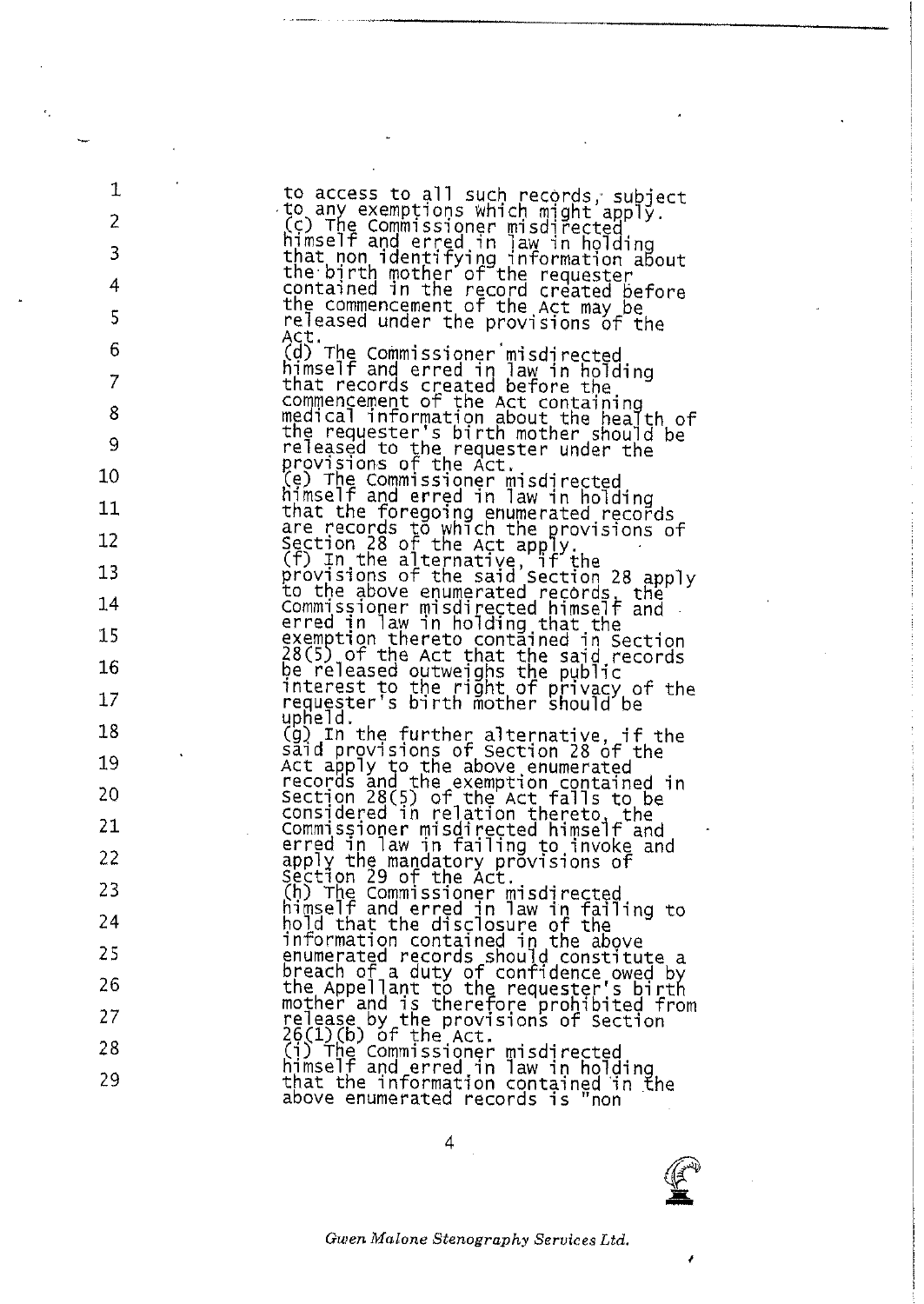to access to all such records, subject to any exemptions which might apply.

(c) The Commissioner misdirected himself and erred in law in holding that non identifying information about the birth mother of the requester contained in the record created before the commencement of the Act may be released under the provisions of the Act.

(d) The Commissioner misdirected himself and erred in law in holding that records created before the commencement of the Act containing medical information about the health of the requester's birth mother should be released to the requester under the provisions of the Act.

(e) The Commissioner misdirected himself and erred in law in holding that the foregoing enumerated records are records to which the provisions of Section 28 of the Act apply.

(f) In the alternative, if the provisions of the said Section 28 apply to the above enumerated records, the Commissioner misdirected himself and erred in law in holding that the exemption thereto contained in Section 28(5) of the Act that the said records be released outweighs the public interest to the right of privacy of the requester's birth mother should be upheld.

(g) In the further alternative, if the said provisions of Section 28 of the Act apply to the above enumerated records and the exemption contained in Section 28(5) of the Act falls to be considered in relation thereto, the Commissioner misdirected himself and erred in law in failing to invoke and apply the mandatory provisions of Section 29 of the Act.

(h) The Commissioner misdirected himself and erred in law in failing to hold that the disclosure of the information contained in the above enumerated records should constitute a breach of a duty of confidence owed by the Appellant to the requester's birth mother and is therefore prohibited from release by the provisions of Section 26(1)(b) of the Act.

(i) The Commissioner misdirected himself and erred in law in holding that the information contained in the above enumerated records is "non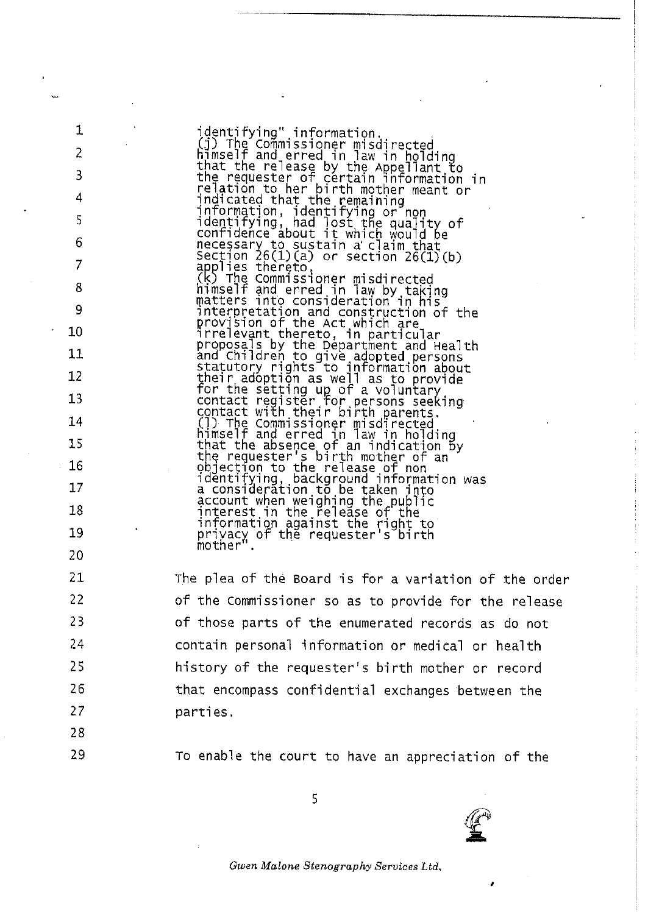identifying" information.
(j) The Commissioner misdirected himself and erred in law in holding that the release by the Appellant to the requester of certain information in relation to her birth mother meant or indicated that the remaining information, identifying or non identifying, had lost the quality of confidence about it which would be necessary to sustain a claim that Section 26(1)(a) or section 26(1)(b) applies thereto.
(k) The Commissioner misdirected himself and erred in law by taking matters into consideration in his interpretation and construction of the provision of the Act which are irrelevant thereto, in particular proposals by the Department and Health and Children to give adopted persons statutory rights to information about their adoption as well as to provide for the setting up of a voluntary contact register for persons seeking contact with their birth parents.
(l) The Commissioner misdirected himself and erred in law in holding that the absence of an indication by the requester's birth mother of an objection to the release of non identifying, background information was a consideration to be taken into account when weighing the public interest in the release of the information against the right to privacy of the requester's birth mother".

The plea of the Board is for a variation of the order of the Commissioner so as to provide for the release of those parts of the enumerated records as do not contain personal information or medical or health history of the requester's birth mother or record that encompass confidential exchanges between the parties.

To enable the court to have an appreciation of the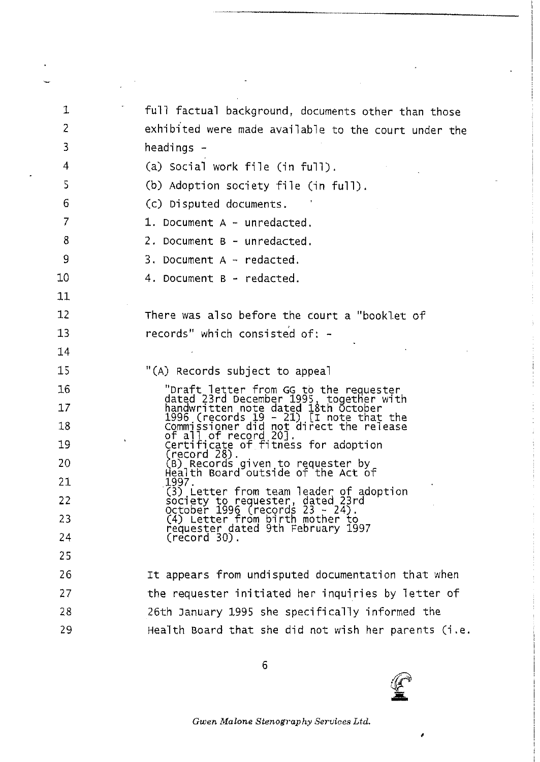full factual background, documents other than those exhibited were made available to the court under the headings -

(a) Social work file (in full).

(b) Adoption society file (in full).

(c) Disputed documents.

1. Document A - unredacted.
2. Document B - unredacted.
3. Document A - redacted.
4. Document B - redacted.

There was also before the court a "booklet of records" which consisted of: -

"(A) Records subject to appeal

> "Draft letter from GG to the requester dated 23rd December 1995, together with handwritten note dated 18th October 1996 (records 19 - 21) [I note that the Commissioner did not direct the release of all of record 20].
> Certificate of fitness for adoption (record 28).
> (B) Records given to requester by Health Board outside of the Act of 1997.
> (3) Letter from team leader of adoption society to requester, dated 23rd October 1996 (records 23 - 24).
> (4) Letter from birth mother to requester dated 9th February 1997 (record 30).

It appears from undisputed documentation that when the requester initiated her inquiries by letter of 26th January 1995 she specifically informed the Health Board that she did not wish her parents (i.e.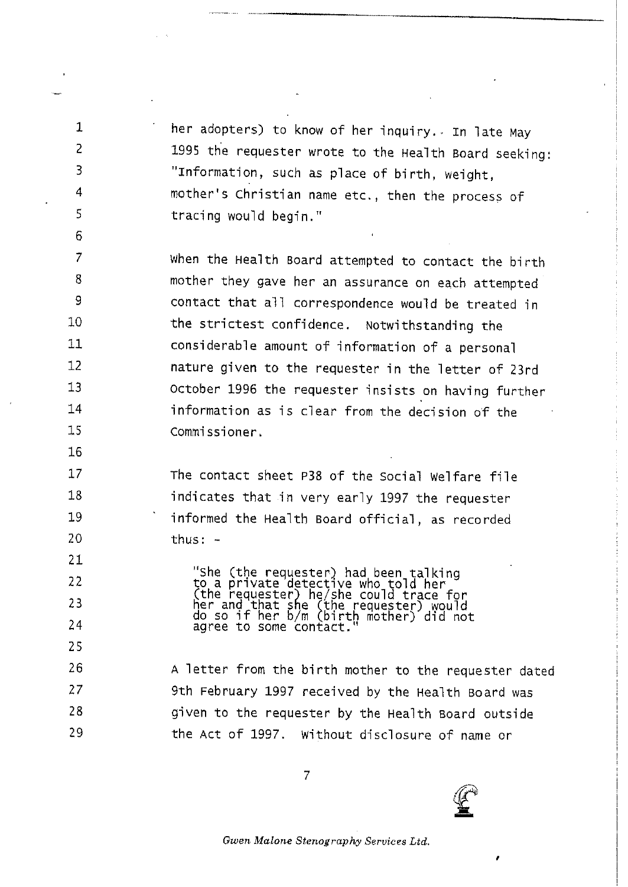her adopters) to know of her inquiry. In late May 1995 the requester wrote to the Health Board seeking: "Information, such as place of birth, weight, mother's Christian name etc., then the process of tracing would begin."

When the Health Board attempted to contact the birth mother they gave her an assurance on each attempted contact that all correspondence would be treated in the strictest confidence. Notwithstanding the considerable amount of information of a personal nature given to the requester in the letter of 23rd October 1996 the requester insists on having further information as is clear from the decision of the Commissioner.

The contact sheet P38 of the Social Welfare file indicates that in very early 1997 the requester informed the Health Board official, as recorded thus: -

> "She (the requester) had been talking to a private detective who told her (the requester) he/she could trace for her and that she (the requester) would do so if her b/m (birth mother) did not agree to some contact."

A letter from the birth mother to the requester dated 9th February 1997 received by the Health Board was given to the requester by the Health Board outside the Act of 1997. Without disclosure of name or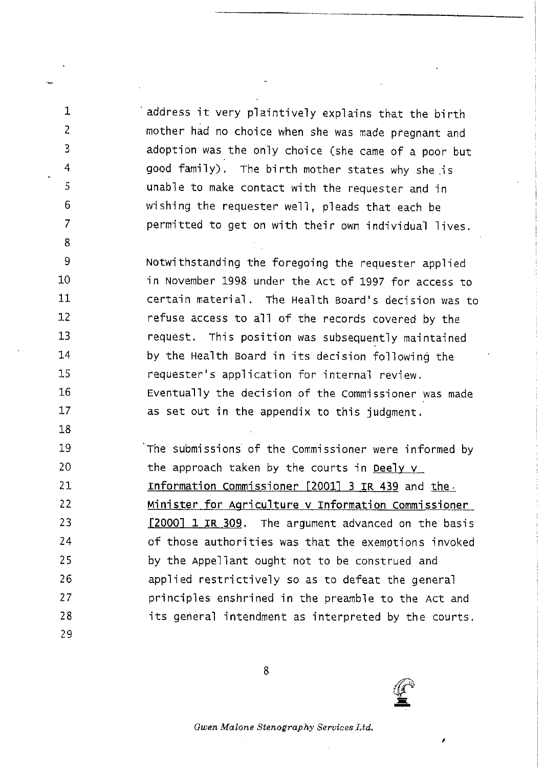address it very plaintively explains that the birth mother had no choice when she was made pregnant and adoption was the only choice (she came of a poor but good family). The birth mother states why she is unable to make contact with the requester and in wishing the requester well, pleads that each be permitted to get on with their own individual lives.

Notwithstanding the foregoing the requester applied in November 1998 under the Act of 1997 for access to certain material. The Health Board's decision was to refuse access to all of the records covered by the request. This position was subsequently maintained by the Health Board in its decision following the requester's application for internal review. Eventually the decision of the Commissioner was made as set out in the appendix to this judgment.

The submissions of the Commissioner were informed by the approach taken by the courts in Deely v Information Commissioner [2001] 3 IR 439 and the Minister for Agriculture v Information Commissioner [2000] 1 IR 309. The argument advanced on the basis of those authorities was that the exemptions invoked by the Appellant ought not to be construed and applied restrictively so as to defeat the general principles enshrined in the preamble to the Act and its general intendment as interpreted by the courts.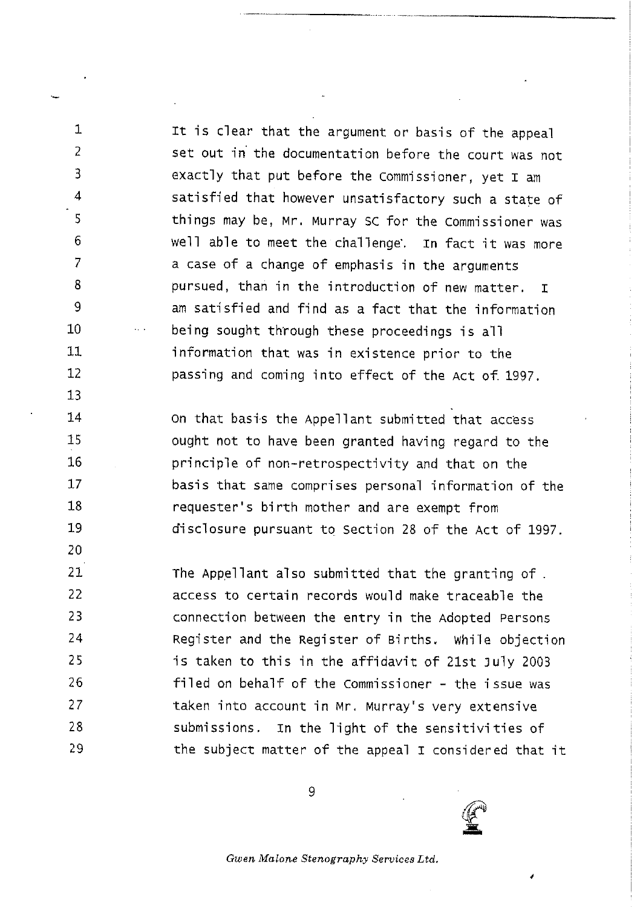It is clear that the argument or basis of the appeal set out in the documentation before the court was not exactly that put before the Commissioner, yet I am satisfied that however unsatisfactory such a state of things may be, Mr. Murray SC for the Commissioner was well able to meet the challenge. In fact it was more a case of a change of emphasis in the arguments pursued, than in the introduction of new matter. I am satisfied and find as a fact that the information being sought through these proceedings is all information that was in existence prior to the passing and coming into effect of the Act of 1997.

On that basis the Appellant submitted that access ought not to have been granted having regard to the principle of non-retrospectivity and that on the basis that same comprises personal information of the requester's birth mother and are exempt from disclosure pursuant to Section 28 of the Act of 1997.

The Appellant also submitted that the granting of access to certain records would make traceable the connection between the entry in the Adopted Persons Register and the Register of Births. While objection is taken to this in the affidavit of 21st July 2003 filed on behalf of the Commissioner - the issue was taken into account in Mr. Murray's very extensive submissions. In the light of the sensitivities of the subject matter of the appeal I considered that it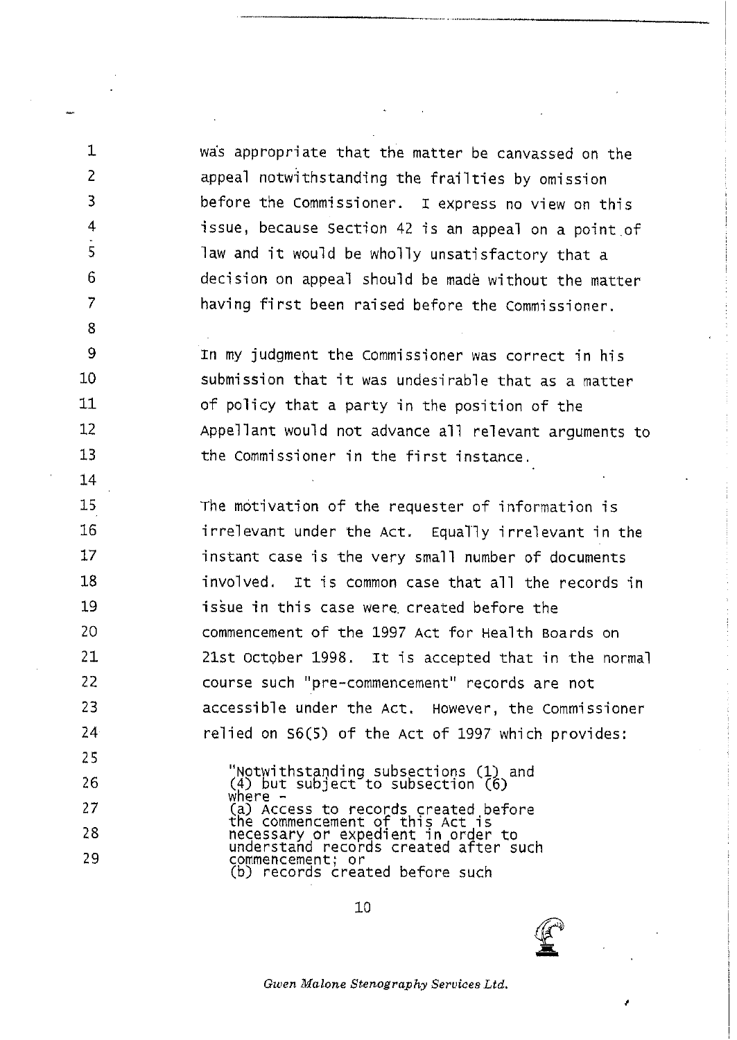was appropriate that the matter be canvassed on the appeal notwithstanding the frailties by omission before the Commissioner. I express no view on this issue, because Section 42 is an appeal on a point of law and it would be wholly unsatisfactory that a decision on appeal should be made without the matter having first been raised before the Commissioner.

In my judgment the Commissioner was correct in his submission that it was undesirable that as a matter of policy that a party in the position of the Appellant would not advance all relevant arguments to the Commissioner in the first instance.

The motivation of the requester of information is irrelevant under the Act. Equally irrelevant in the instant case is the very small number of documents involved. It is common case that all the records in issue in this case were created before the commencement of the 1997 Act for Health Boards on 21st October 1998. It is accepted that in the normal course such "pre-commencement" records are not accessible under the Act. However, the Commissioner relied on S6(5) of the Act of 1997 which provides:

> "Notwithstanding subsections (1) and (4) but subject to subsection (6) where -
> (a) Access to records created before the commencement of this Act is necessary or expedient in order to understand records created after such commencement; or
> (b) records created before such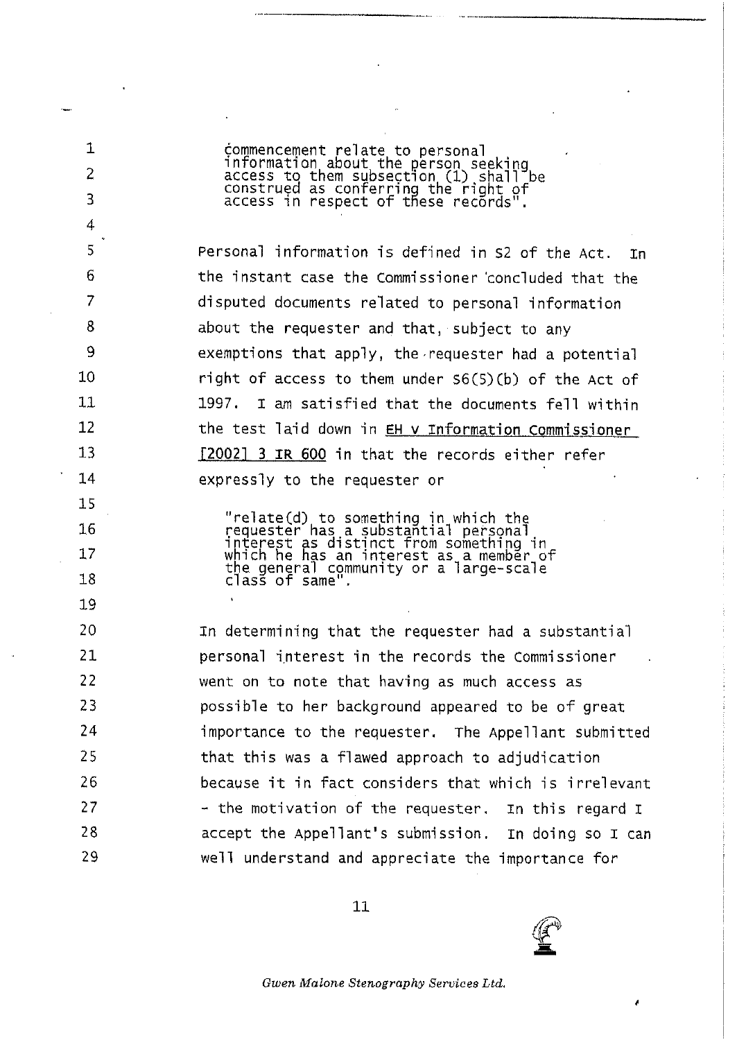> commencement relate to personal information about the person seeking access to them subsection (1) shall be construed as conferring the right of access in respect of these records".

Personal information is defined in S2 of the Act. In the instant case the Commissioner concluded that the disputed documents related to personal information about the requester and that, subject to any exemptions that apply, the requester had a potential right of access to them under S6(5)(b) of the Act of 1997. I am satisfied that the documents fell within the test laid down in EH v Information Commissioner [2002] 3 IR 600 in that the records either refer expressly to the requester or

> "relate(d) to something in which the requester has a substantial personal interest as distinct from something in which he has an interest as a member of the general community or a large-scale class of same".

In determining that the requester had a substantial personal interest in the records the Commissioner went on to note that having as much access as possible to her background appeared to be of great importance to the requester. The Appellant submitted that this was a flawed approach to adjudication because it in fact considers that which is irrelevant - the motivation of the requester. In this regard I accept the Appellant's submission. In doing so I can well understand and appreciate the importance for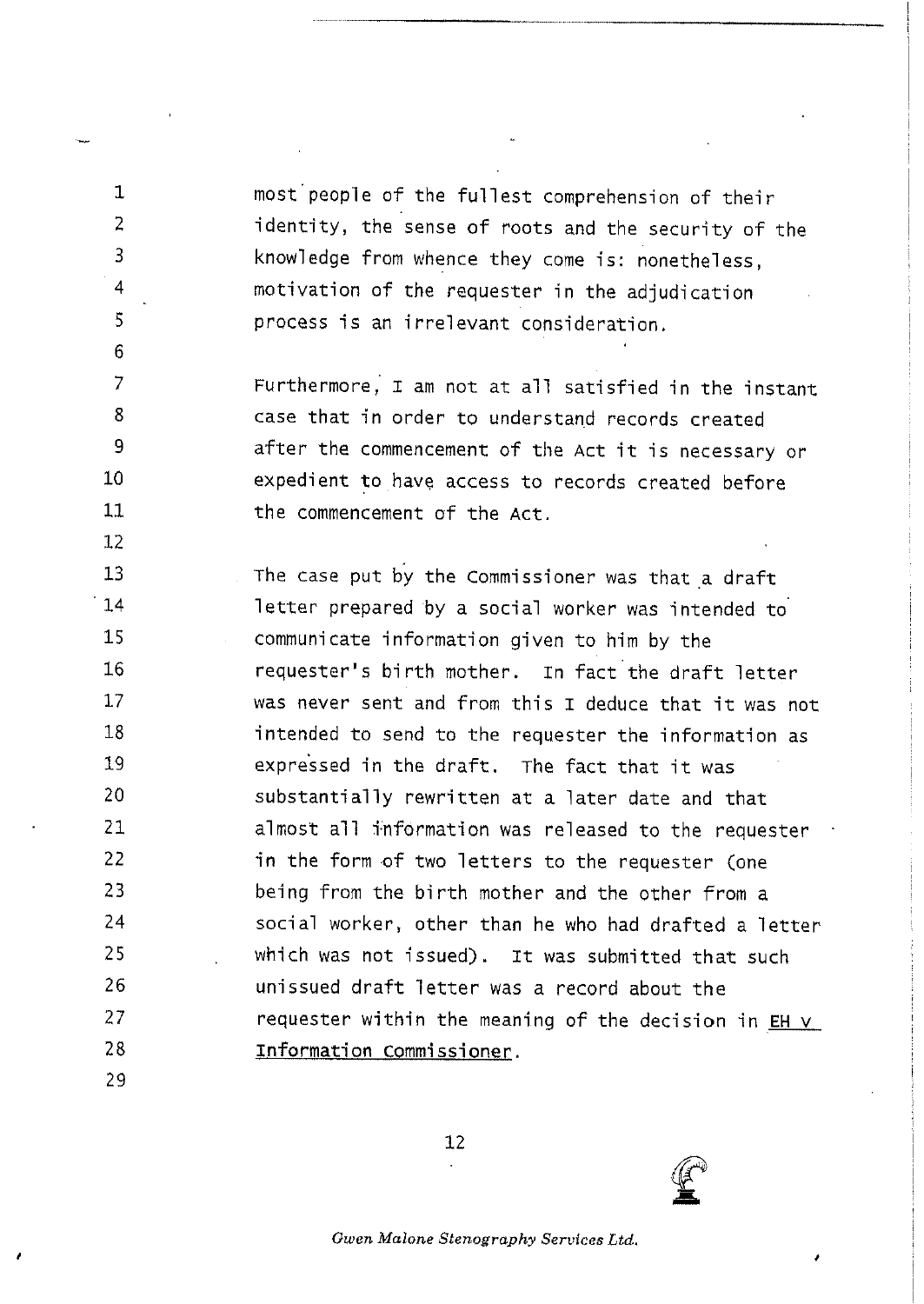most people of the fullest comprehension of their identity, the sense of roots and the security of the knowledge from whence they come is: nonetheless, motivation of the requester in the adjudication process is an irrelevant consideration.

Furthermore, I am not at all satisfied in the instant case that in order to understand records created after the commencement of the Act it is necessary or expedient to have access to records created before the commencement of the Act.

The case put by the Commissioner was that a draft letter prepared by a social worker was intended to communicate information given to him by the requester's birth mother. In fact the draft letter was never sent and from this I deduce that it was not intended to send to the requester the information as expressed in the draft. The fact that it was substantially rewritten at a later date and that almost all information was released to the requester in the form of two letters to the requester (one being from the birth mother and the other from a social worker, other than he who had drafted a letter which was not issued). It was submitted that such unissued draft letter was a record about the requester within the meaning of the decision in <u>EH v Information Commissioner</u>.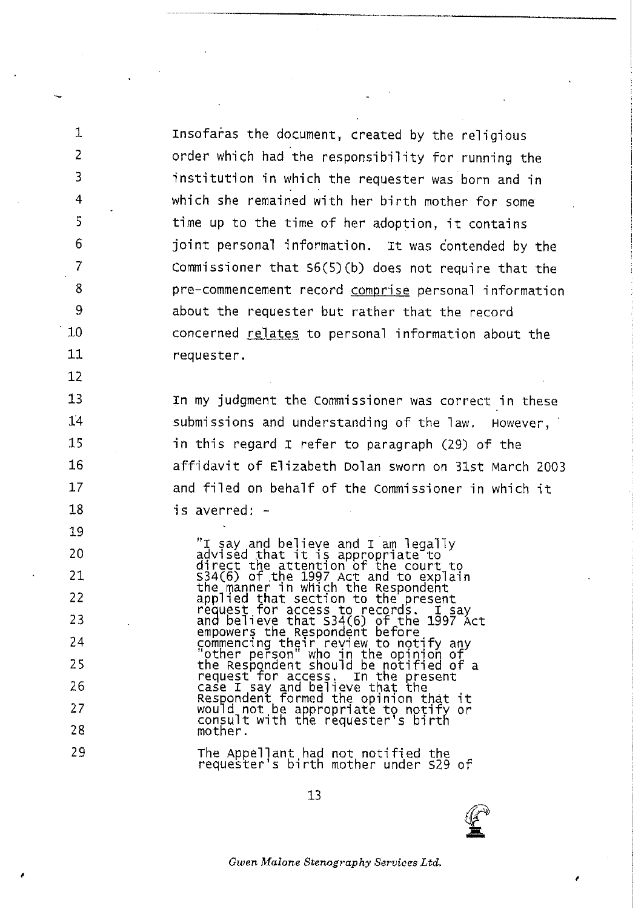Insofaras the document, created by the religious order which had the responsibility for running the institution in which the requester was born and in which she remained with her birth mother for some time up to the time of her adoption, it contains joint personal information. It was contended by the Commissioner that S6(5)(b) does not require that the pre-commencement record comprise personal information about the requester but rather that the record concerned relates to personal information about the requester.

In my judgment the Commissioner was correct in these submissions and understanding of the law. However, in this regard I refer to paragraph (29) of the affidavit of Elizabeth Dolan sworn on 31st March 2003 and filed on behalf of the Commissioner in which it is averred: -

> "I say and believe and I am legally advised that it is appropriate to direct the attention of the court to S34(6) of the 1997 Act and to explain the manner in which the Respondent applied that section to the present request for access to records. I say and believe that S34(6) of the 1997 Act empowers the Respondent before commencing their review to notify any "other person" who in the opinion of the Respondent should be notified of a request for access. In the present case I say and believe that the Respondent formed the opinion that it would not be appropriate to notify or consult with the requester's birth mother.
>
> The Appellant had not notified the requester's birth mother under S29 of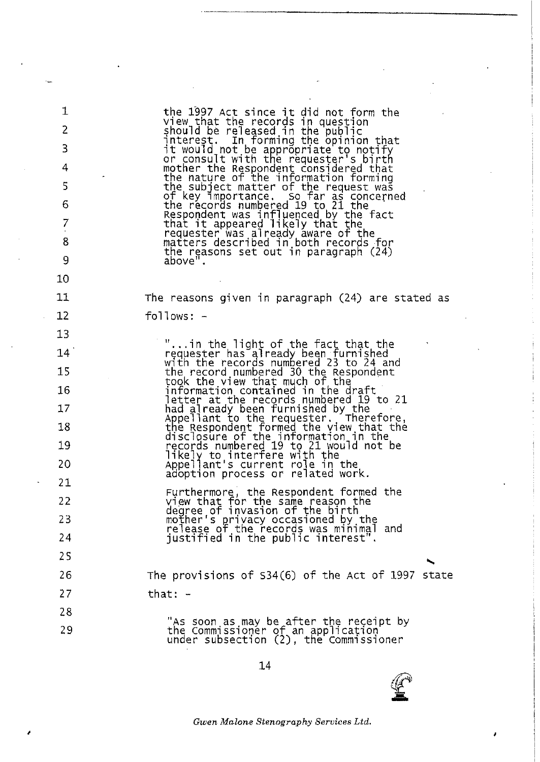> the 1997 Act since it did not form the view that the records in question should be released in the public interest. In forming the opinion that it would not be appropriate to notify or consult with the requester's birth mother the Respondent considered that the nature of the information forming the subject matter of the request was of key importance. So far as concerned the records numbered 19 to 21 the Respondent was influenced by the fact that it appeared likely that the requester was already aware of the matters described in both records for the reasons set out in paragraph (24) above".

The reasons given in paragraph (24) are stated as follows: -

> "...in the light of the fact that the requester has already been furnished with the records numbered 23 to 24 and the record numbered 30 the Respondent took the view that much of the information contained in the draft letter at the records numbered 19 to 21 had already been furnished by the Appellant to the requester. Therefore, the Respondent formed the view that the disclosure of the information in the records numbered 19 to 21 would not be likely to interfere with the Appellant's current role in the adoption process or related work.
>
> Furthermore, the Respondent formed the view that for the same reason the degree of invasion of the birth mother's privacy occasioned by the release of the records was minimal and justified in the public interest".

The provisions of S34(6) of the Act of 1997 state that: -

> "As soon as may be after the receipt by the Commissioner of an application under subsection (2), the Commissioner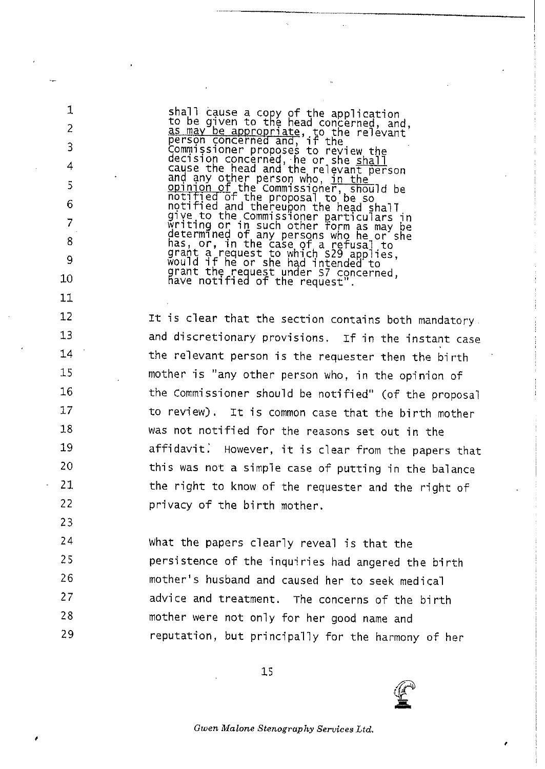> shall cause a copy of the application to be given to the head concerned, and, <u>as may be appropriate</u>, to the relevant person concerned and, if the Commissioner proposes to review the decision concerned, he or she <u>shall</u> cause the head and the relevant person and any other person who, <u>in the opinion of</u> the Commissioner, should be notified of the proposal to be so notified and thereupon the head shall give to the Commissioner particulars in writing or in such other form as may be determined of any persons who he or she has, or, in the case of a refusal to grant a request to which S29 applies, would if he or she had intended to grant the request under S7 concerned, have notified of the request".

It is clear that the section contains both mandatory and discretionary provisions. If in the instant case the relevant person is the requester then the birth mother is "any other person who, in the opinion of the Commissioner should be notified" (of the proposal to review). It is common case that the birth mother was not notified for the reasons set out in the affidavit. However, it is clear from the papers that this was not a simple case of putting in the balance the right to know of the requester and the right of privacy of the birth mother.

What the papers clearly reveal is that the persistence of the inquiries had angered the birth mother's husband and caused her to seek medical advice and treatment. The concerns of the birth mother were not only for her good name and reputation, but principally for the harmony of her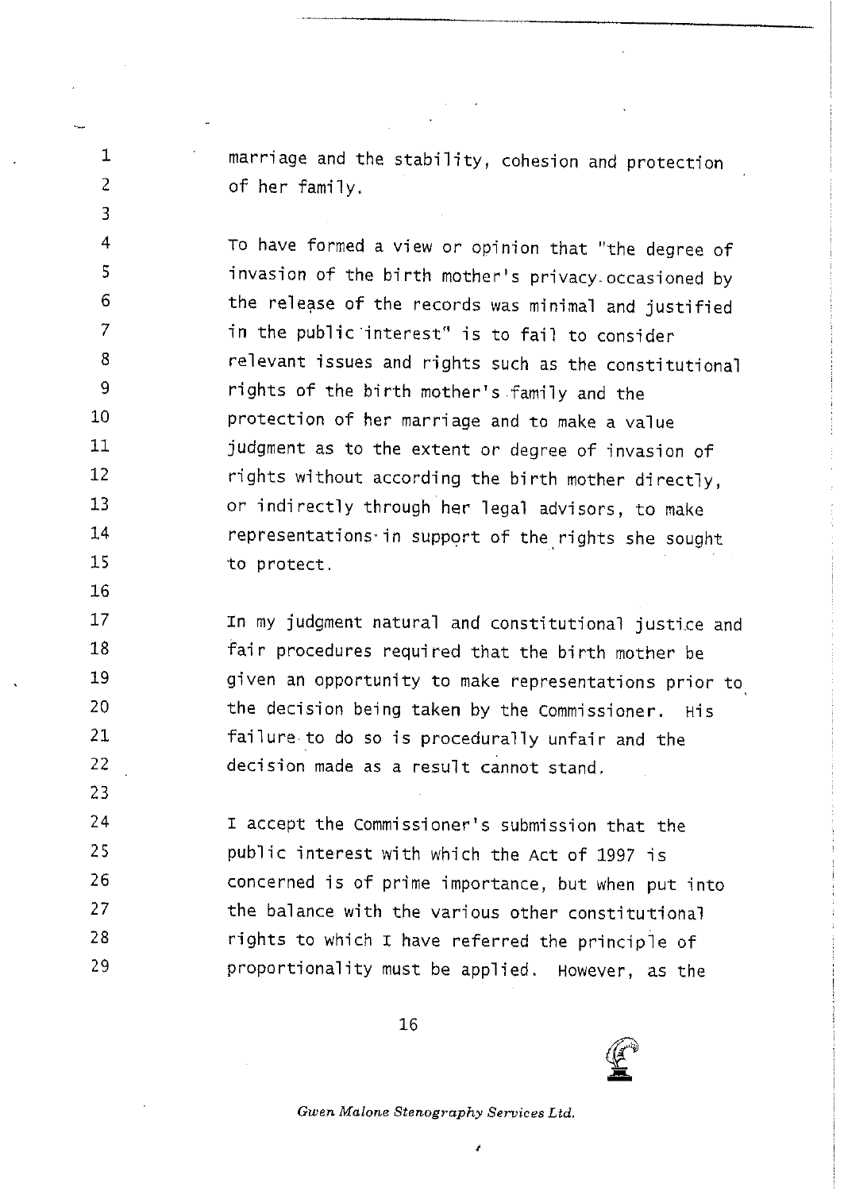marriage and the stability, cohesion and protection of her family.

To have formed a view or opinion that "the degree of invasion of the birth mother's privacy occasioned by the release of the records was minimal and justified in the public interest" is to fail to consider relevant issues and rights such as the constitutional rights of the birth mother's family and the protection of her marriage and to make a value judgment as to the extent or degree of invasion of rights without according the birth mother directly, or indirectly through her legal advisors, to make representations in support of the rights she sought to protect.

In my judgment natural and constitutional justice and fair procedures required that the birth mother be given an opportunity to make representations prior to the decision being taken by the Commissioner. His failure to do so is procedurally unfair and the decision made as a result cannot stand.

I accept the Commissioner's submission that the public interest with which the Act of 1997 is concerned is of prime importance, but when put into the balance with the various other constitutional rights to which I have referred the principle of proportionality must be applied. However, as the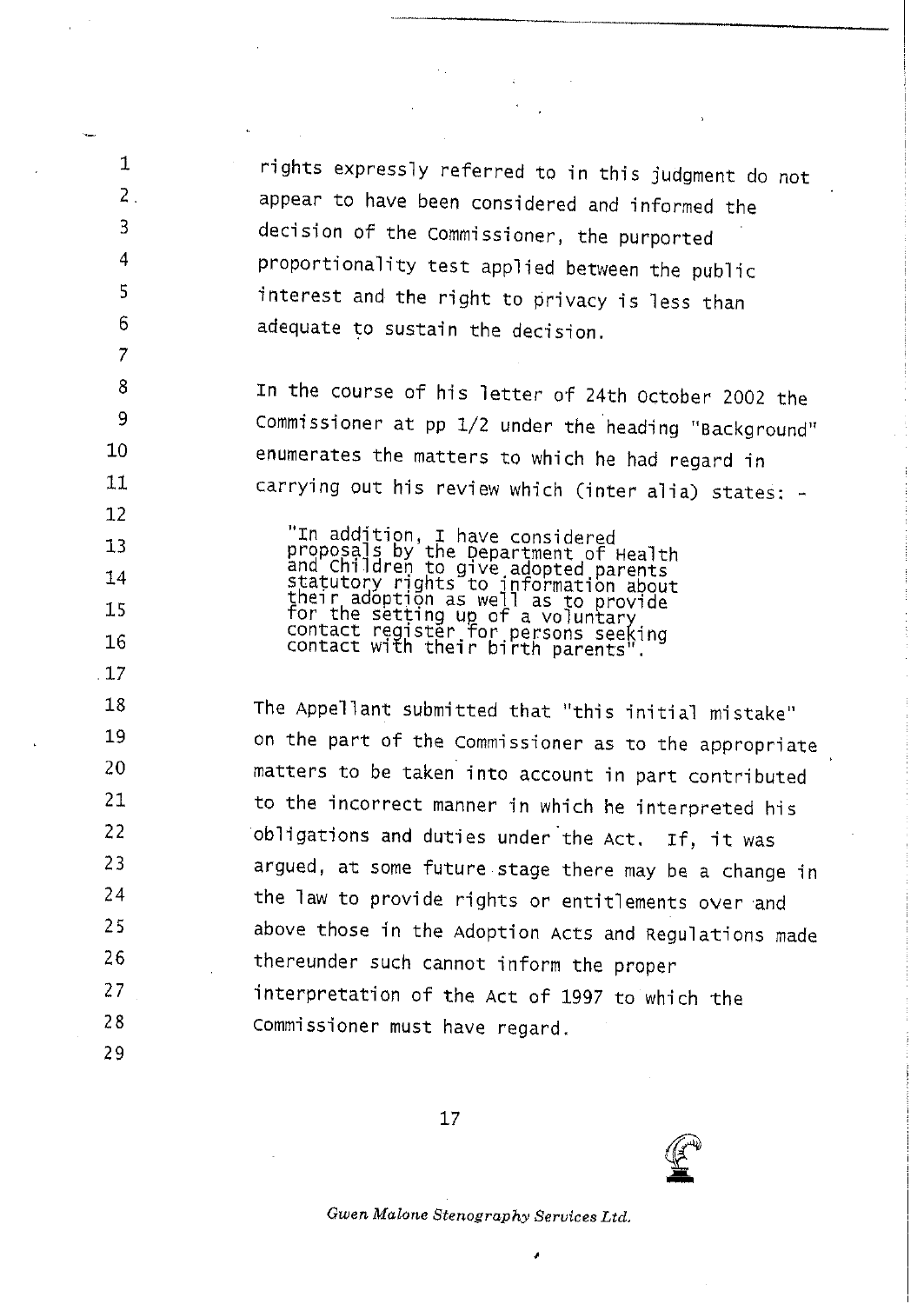rights expressly referred to in this judgment do not appear to have been considered and informed the decision of the Commissioner, the purported proportionality test applied between the public interest and the right to privacy is less than adequate to sustain the decision.

In the course of his letter of 24th October 2002 the Commissioner at pp 1/2 under the heading "Background" enumerates the matters to which he had regard in carrying out his review which (inter alia) states: -

> "In addition, I have considered proposals by the Department of Health and Children to give adopted parents statutory rights to information about their adoption as well as to provide for the setting up of a voluntary contact register for persons seeking contact with their birth parents".

The Appellant submitted that "this initial mistake" on the part of the Commissioner as to the appropriate matters to be taken into account in part contributed to the incorrect manner in which he interpreted his obligations and duties under the Act. If, it was argued, at some future stage there may be a change in the law to provide rights or entitlements over and above those in the Adoption Acts and Regulations made thereunder such cannot inform the proper interpretation of the Act of 1997 to which the Commissioner must have regard.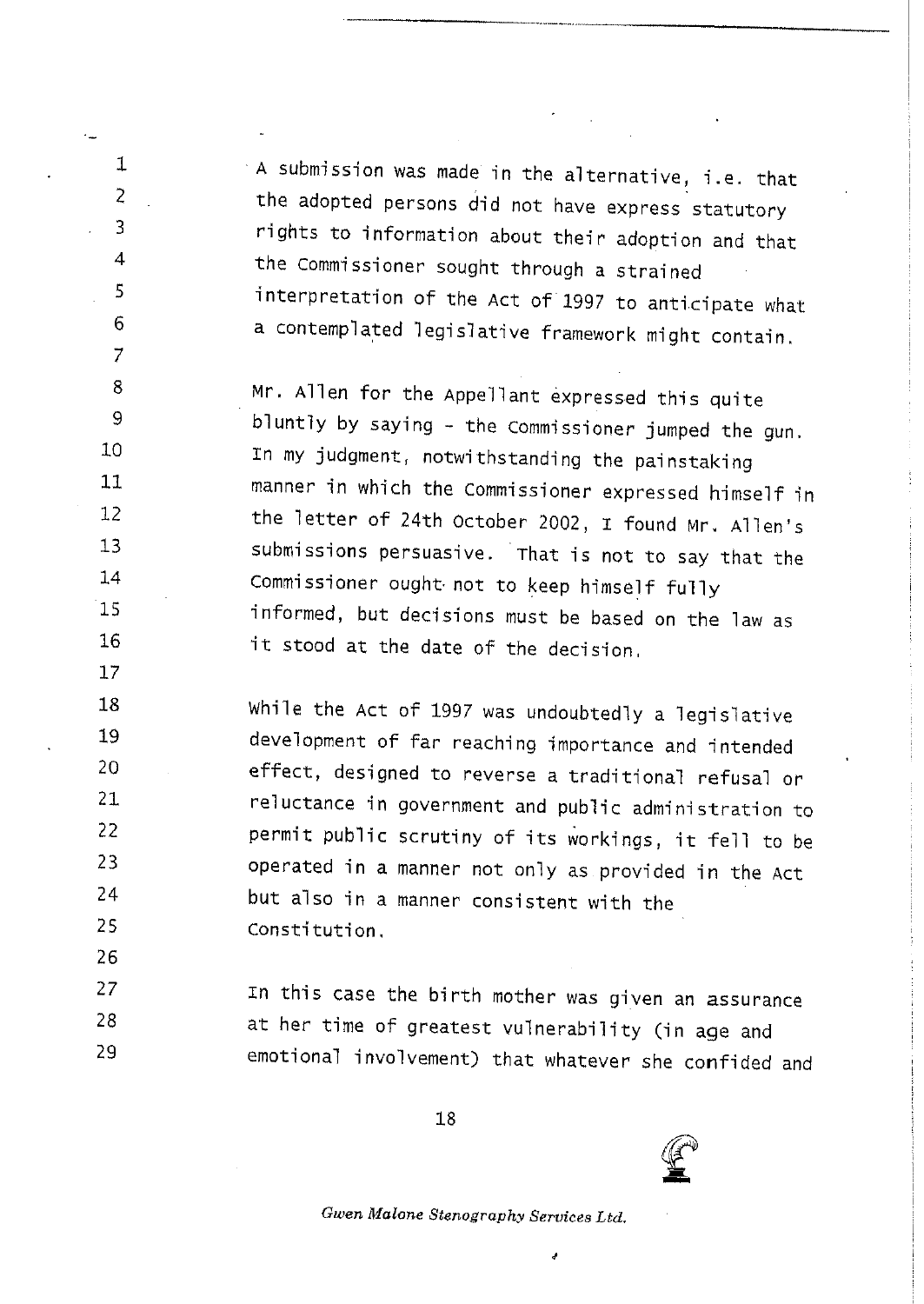A submission was made in the alternative, i.e. that the adopted persons did not have express statutory rights to information about their adoption and that the Commissioner sought through a strained interpretation of the Act of 1997 to anticipate what a contemplated legislative framework might contain.

Mr. Allen for the Appellant expressed this quite bluntly by saying - the Commissioner jumped the gun. In my judgment, notwithstanding the painstaking manner in which the Commissioner expressed himself in the letter of 24th October 2002, I found Mr. Allen's submissions persuasive. That is not to say that the Commissioner ought not to keep himself fully informed, but decisions must be based on the law as it stood at the date of the decision.

While the Act of 1997 was undoubtedly a legislative development of far reaching importance and intended effect, designed to reverse a traditional refusal or reluctance in government and public administration to permit public scrutiny of its workings, it fell to be operated in a manner not only as provided in the Act but also in a manner consistent with the Constitution.

In this case the birth mother was given an assurance at her time of greatest vulnerability (in age and emotional involvement) that whatever she confided and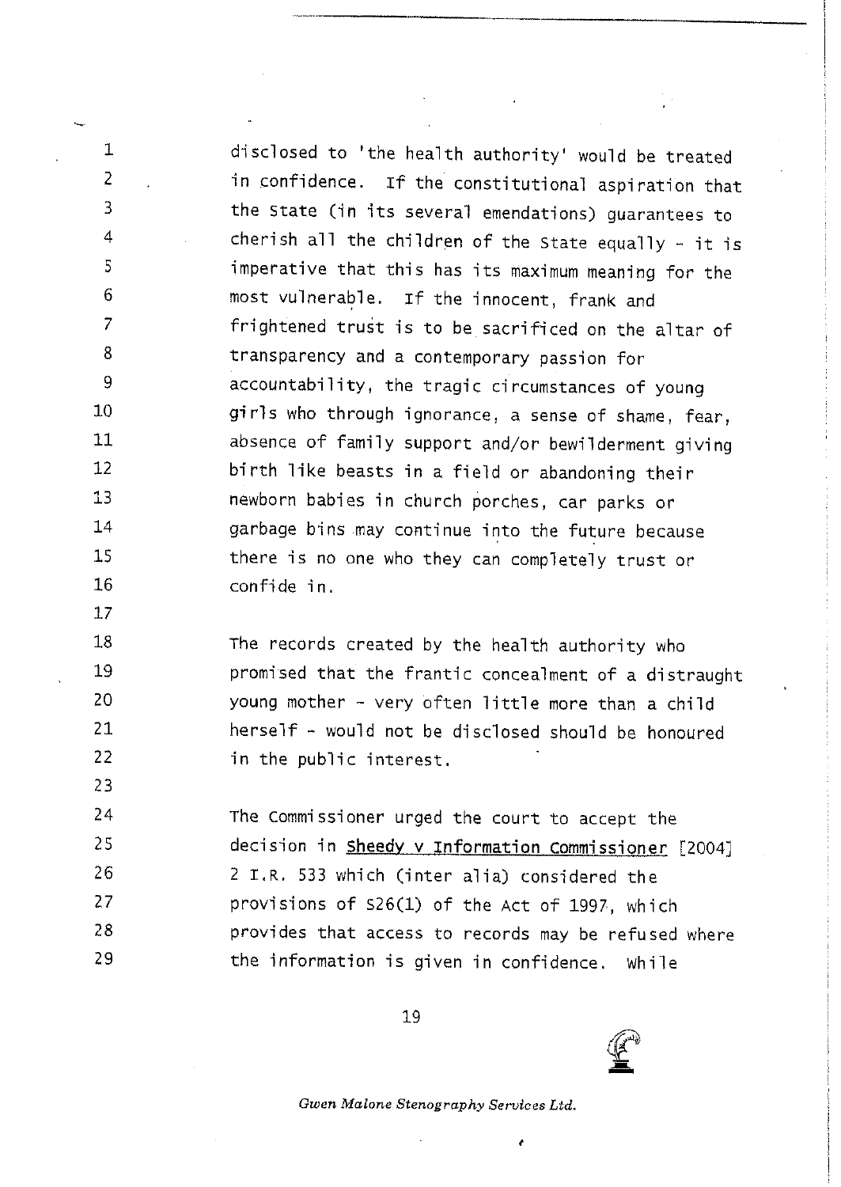disclosed to 'the health authority' would be treated in confidence. If the constitutional aspiration that the State (in its several emendations) guarantees to cherish all the children of the State equally - it is imperative that this has its maximum meaning for the most vulnerable. If the innocent, frank and frightened trust is to be sacrificed on the altar of transparency and a contemporary passion for accountability, the tragic circumstances of young girls who through ignorance, a sense of shame, fear, absence of family support and/or bewilderment giving birth like beasts in a field or abandoning their newborn babies in church porches, car parks or garbage bins may continue into the future because there is no one who they can completely trust or confide in.

The records created by the health authority who promised that the frantic concealment of a distraught young mother - very often little more than a child herself - would not be disclosed should be honoured in the public interest.

The Commissioner urged the court to accept the decision in Sheedy v Information Commissioner [2004] 2 I.R. 533 which (inter alia) considered the provisions of S26(1) of the Act of 1997, which provides that access to records may be refused where the information is given in confidence. While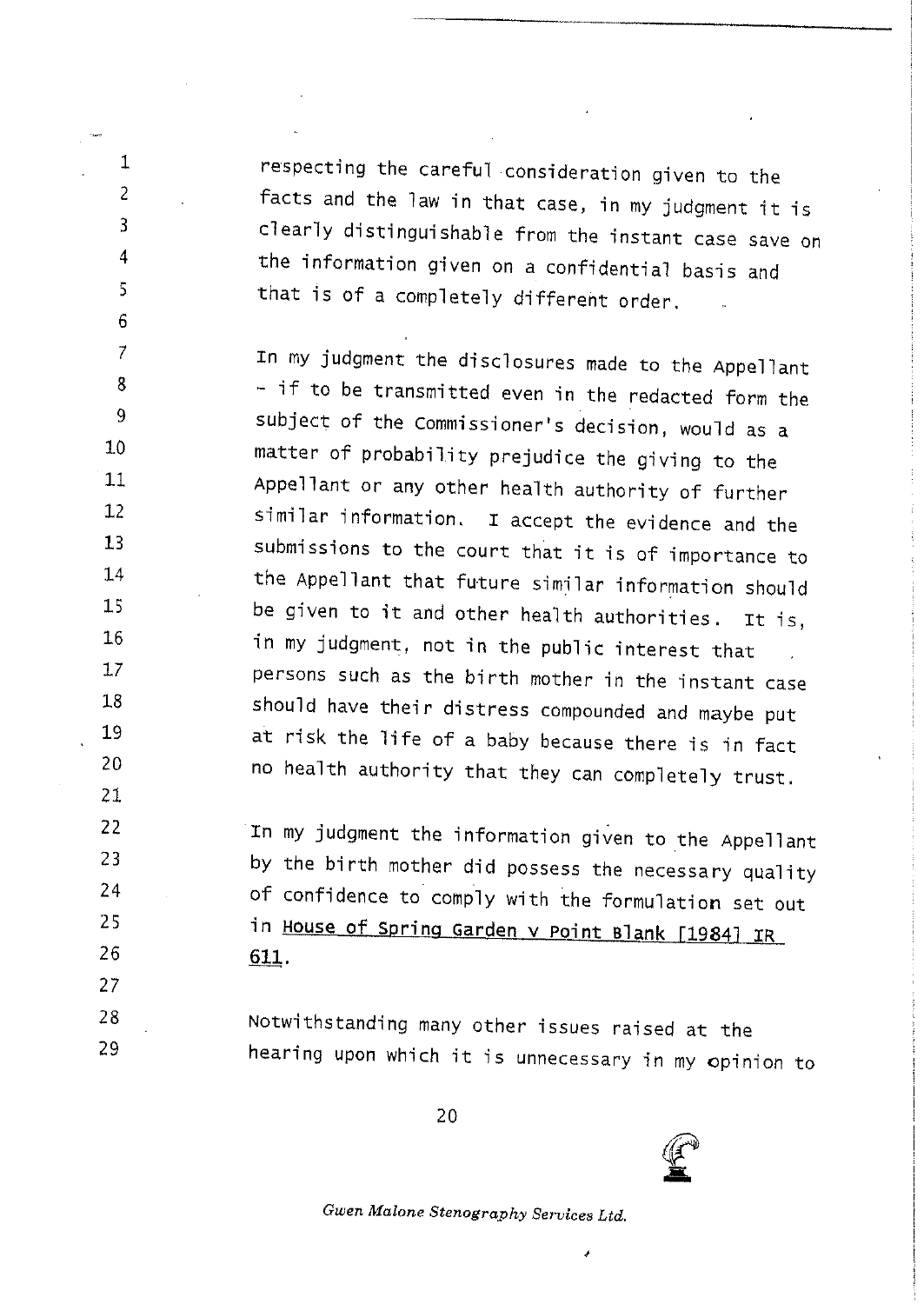respecting the careful consideration given to the facts and the law in that case, in my judgment it is clearly distinguishable from the instant case save on the information given on a confidential basis and that is of a completely different order.

In my judgment the disclosures made to the Appellant - if to be transmitted even in the redacted form the subject of the Commissioner's decision, would as a matter of probability prejudice the giving to the Appellant or any other health authority of further similar information. I accept the evidence and the submissions to the court that it is of importance to the Appellant that future similar information should be given to it and other health authorities. It is, in my judgment, not in the public interest that persons such as the birth mother in the instant case should have their distress compounded and maybe put at risk the life of a baby because there is in fact no health authority that they can completely trust.

In my judgment the information given to the Appellant by the birth mother did possess the necessary quality of confidence to comply with the formulation set out in House of Spring Garden v Point Blank [1984] IR 611.

Notwithstanding many other issues raised at the hearing upon which it is unnecessary in my opinion to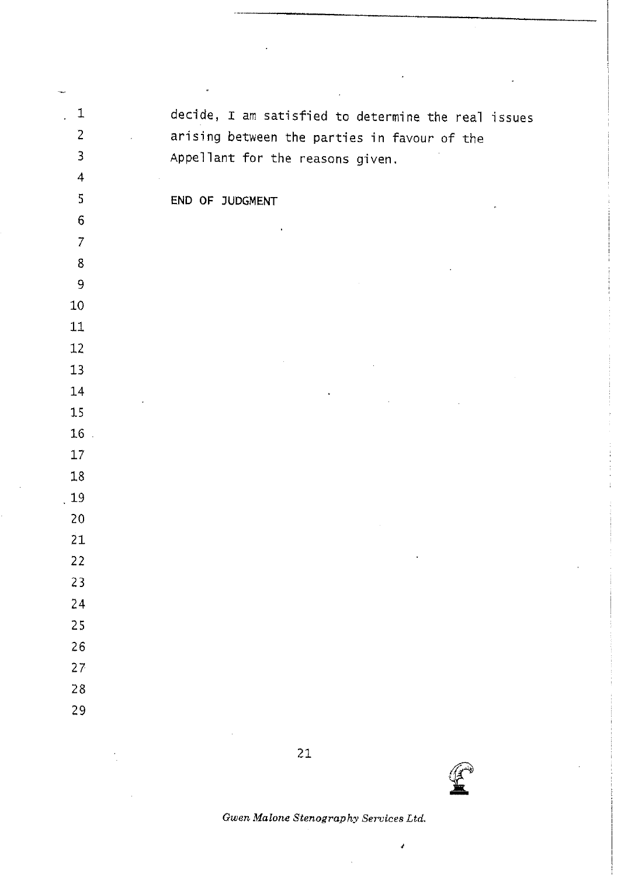decide, I am satisfied to determine the real issues arising between the parties in favour of the Appellant for the reasons given.

END OF JUDGMENT